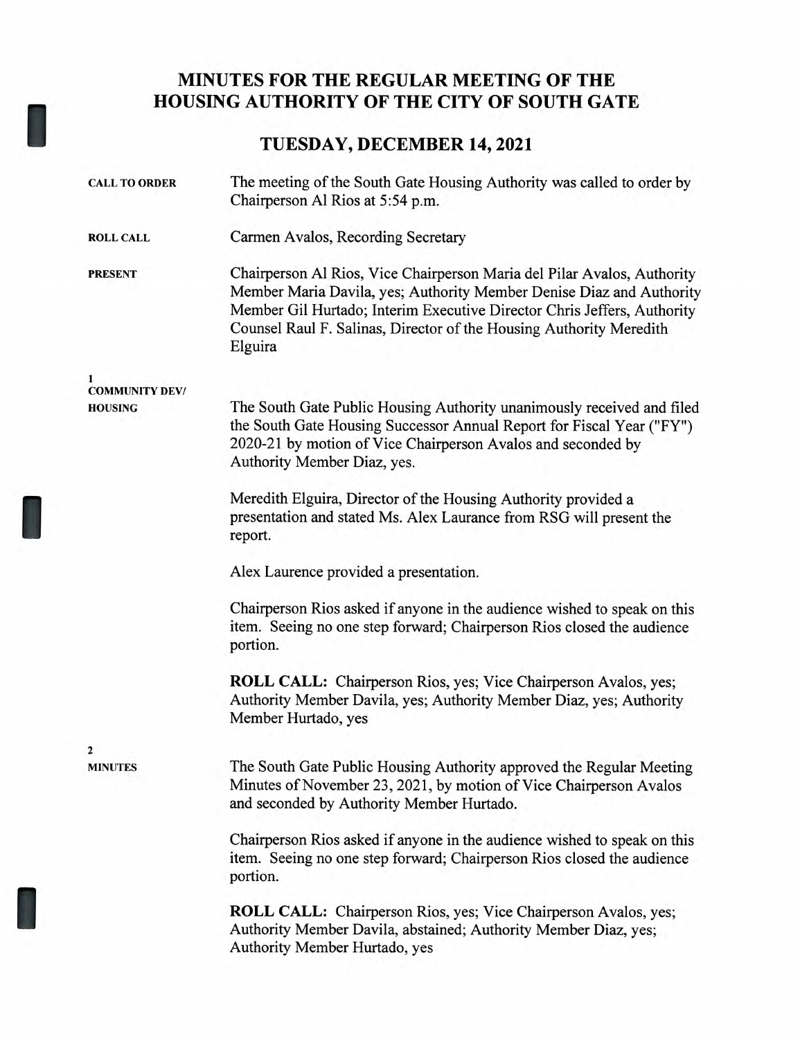# MINUTES FOR THE REGULAR MEETING OF THE HOUSING AUTHORITY OF THE CITY OF SOUTH GATE

## TUESDAY, DECEMBER 14, 2021

**CALL TO ORDER**

The meeting of the South Gate Housing Authority was called to order by Chairperson Al Rios at 5:54 p.m.

**ROLL CALL**

Carmen Avalos, Recording Secretary

**PRESENT**

Chairperson Al Rios, Vice Chairperson Maria del Pilar Avalos, Authority Member Maria Davila, yes; Authority Member Denise Diaz and Authority Member Gil Hurtado; Interim Executive Director Chris Jeffers, Authority Counsel Raul F. Salinas, Director of the Housing Authority Meredith Elguira

**1**
**COMMUNITY DEV/ HOUSING**

The South Gate Public Housing Authority unanimously received and filed the South Gate Housing Successor Annual Report for Fiscal Year ("FY") 2020-21 by motion of Vice Chairperson Avalos and seconded by Authority Member Diaz, yes.

Meredith Elguira, Director of the Housing Authority provided a presentation and stated Ms. Alex Laurance from RSG will present the report.

Alex Laurence provided a presentation.

Chairperson Rios asked if anyone in the audience wished to speak on this item. Seeing no one step forward; Chairperson Rios closed the audience portion.

**ROLL CALL:** Chairperson Rios, yes; Vice Chairperson Avalos, yes; Authority Member Davila, yes; Authority Member Diaz, yes; Authority Member Hurtado, yes

**2**
**MINUTES**

The South Gate Public Housing Authority approved the Regular Meeting Minutes of November 23, 2021, by motion of Vice Chairperson Avalos and seconded by Authority Member Hurtado.

Chairperson Rios asked if anyone in the audience wished to speak on this item. Seeing no one step forward; Chairperson Rios closed the audience portion.

**ROLL CALL:** Chairperson Rios, yes; Vice Chairperson Avalos, yes; Authority Member Davila, abstained; Authority Member Diaz, yes; Authority Member Hurtado, yes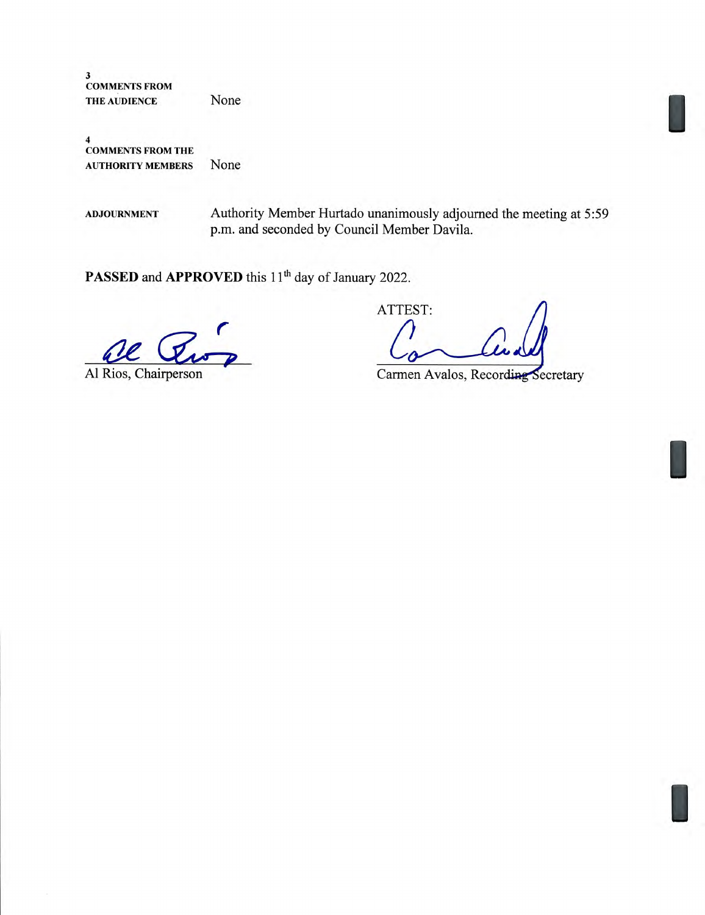**3**
**COMMENTS FROM THE AUDIENCE** None

**4**
**COMMENTS FROM THE AUTHORITY MEMBERS** None

**ADJOURNMENT** Authority Member Hurtado unanimously adjourned the meeting at 5:59 p.m. and seconded by Council Member Davila.

**PASSED** and **APPROVED** this 11th day of January 2022.

Al Rios, Chairperson

ATTEST:

Carmen Avalos, Recording Secretary